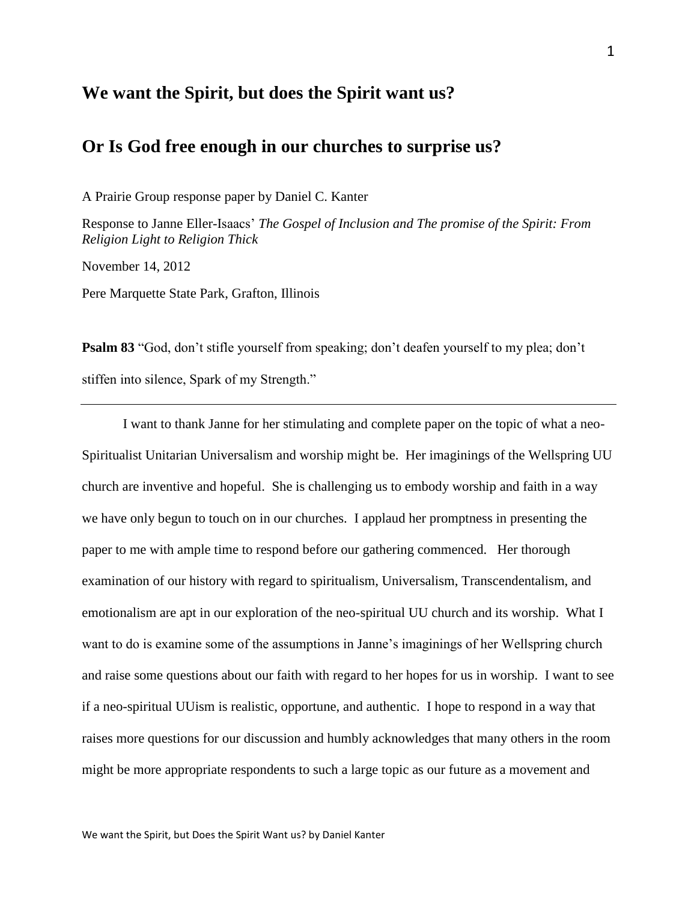# We want the Spirit, but does the Spirit want us?

# Or Is God free enough in our churches to surprise us?

A Prairie Group response paper by Daniel C. Kanter

Response to Janne Eller-Isaacs' *The Gospel of Inclusion and The promise of the Spirit: From Religion Light to Religion Thick*

November 14, 2012

Pere Marquette State Park, Grafton, Illinois

**Psalm 83** "God, don't stifle yourself from speaking; don't deafen yourself to my plea; don't stiffen into silence, Spark of my Strength."

---

I want to thank Janne for her stimulating and complete paper on the topic of what a neo-Spiritualist Unitarian Universalism and worship might be. Her imaginings of the Wellspring UU church are inventive and hopeful. She is challenging us to embody worship and faith in a way we have only begun to touch on in our churches. I applaud her promptness in presenting the paper to me with ample time to respond before our gathering commenced. Her thorough examination of our history with regard to spiritualism, Universalism, Transcendentalism, and emotionalism are apt in our exploration of the neo-spiritual UU church and its worship. What I want to do is examine some of the assumptions in Janne's imaginings of her Wellspring church and raise some questions about our faith with regard to her hopes for us in worship. I want to see if a neo-spiritual UUism is realistic, opportune, and authentic. I hope to respond in a way that raises more questions for our discussion and humbly acknowledges that many others in the room might be more appropriate respondents to such a large topic as our future as a movement and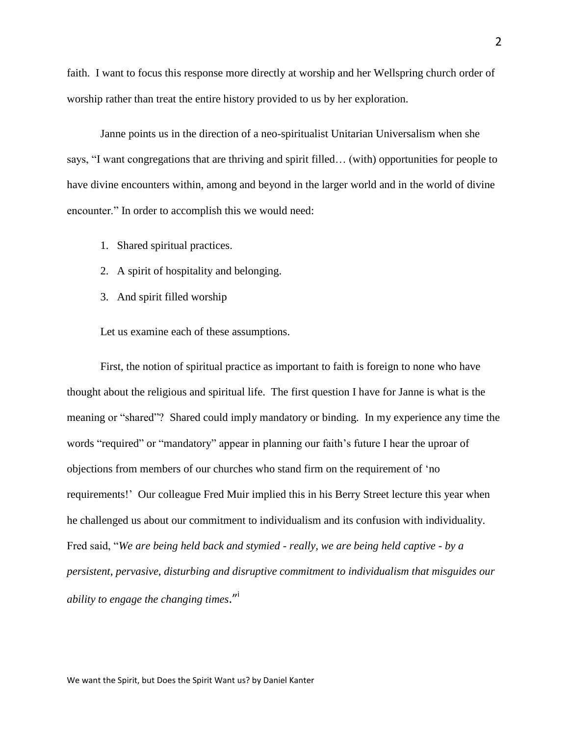faith. I want to focus this response more directly at worship and her Wellspring church order of worship rather than treat the entire history provided to us by her exploration.

Janne points us in the direction of a neo-spiritualist Unitarian Universalism when she says, "I want congregations that are thriving and spirit filled… (with) opportunities for people to have divine encounters within, among and beyond in the larger world and in the world of divine encounter." In order to accomplish this we would need:

1. Shared spiritual practices.
2. A spirit of hospitality and belonging.
3. And spirit filled worship

Let us examine each of these assumptions.

First, the notion of spiritual practice as important to faith is foreign to none who have thought about the religious and spiritual life. The first question I have for Janne is what is the meaning or "shared"? Shared could imply mandatory or binding. In my experience any time the words "required" or "mandatory" appear in planning our faith's future I hear the uproar of objections from members of our churches who stand firm on the requirement of 'no requirements!' Our colleague Fred Muir implied this in his Berry Street lecture this year when he challenged us about our commitment to individualism and its confusion with individuality. Fred said, "*We are being held back and stymied - really, we are being held captive - by a persistent, pervasive, disturbing and disruptive commitment to individualism that misguides our ability to engage the changing times*."[i]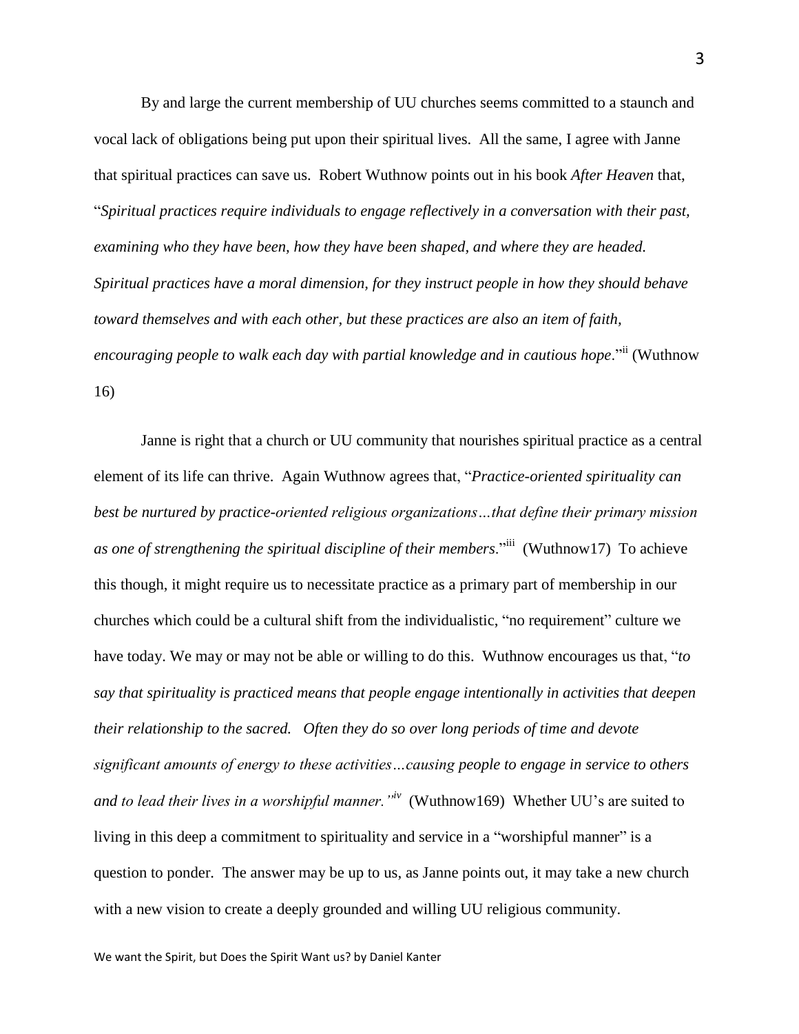By and large the current membership of UU churches seems committed to a staunch and vocal lack of obligations being put upon their spiritual lives. All the same, I agree with Janne that spiritual practices can save us. Robert Wuthnow points out in his book *After Heaven* that, "*Spiritual practices require individuals to engage reflectively in a conversation with their past, examining who they have been, how they have been shaped, and where they are headed. Spiritual practices have a moral dimension, for they instruct people in how they should behave toward themselves and with each other, but these practices are also an item of faith, encouraging people to walk each day with partial knowledge and in cautious hope*."[ii] (Wuthnow 16)

Janne is right that a church or UU community that nourishes spiritual practice as a central element of its life can thrive. Again Wuthnow agrees that, "*Practice-oriented spirituality can best be nurtured by practice-oriented religious organizations…that define their primary mission as one of strengthening the spiritual discipline of their members*."[iii] (Wuthnow17) To achieve this though, it might require us to necessitate practice as a primary part of membership in our churches which could be a cultural shift from the individualistic, "no requirement" culture we have today. We may or may not be able or willing to do this. Wuthnow encourages us that, "*to say that spirituality is practiced means that people engage intentionally in activities that deepen their relationship to the sacred. Often they do so over long periods of time and devote significant amounts of energy to these activities…causing people to engage in service to others and to lead their lives in a worshipful manner.*"[iv] (Wuthnow169) Whether UU's are suited to living in this deep a commitment to spirituality and service in a "worshipful manner" is a question to ponder. The answer may be up to us, as Janne points out, it may take a new church with a new vision to create a deeply grounded and willing UU religious community.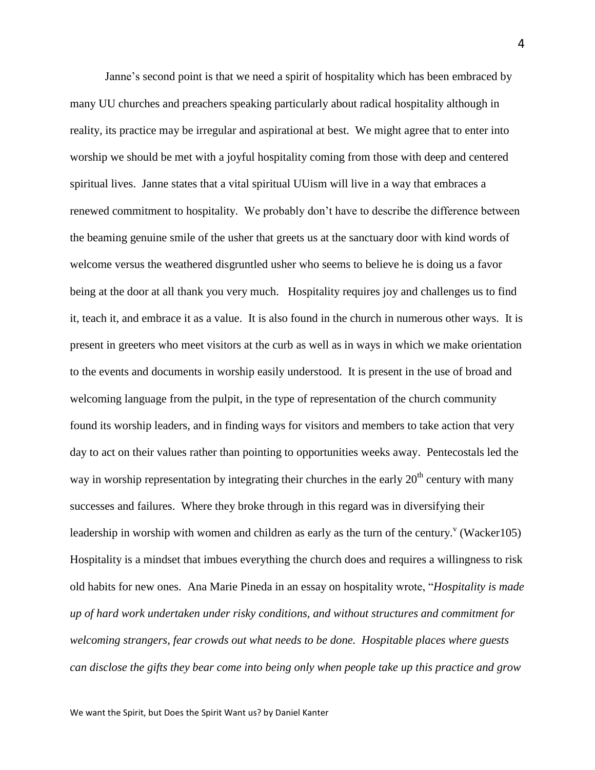Janne's second point is that we need a spirit of hospitality which has been embraced by many UU churches and preachers speaking particularly about radical hospitality although in reality, its practice may be irregular and aspirational at best. We might agree that to enter into worship we should be met with a joyful hospitality coming from those with deep and centered spiritual lives. Janne states that a vital spiritual UUism will live in a way that embraces a renewed commitment to hospitality. We probably don't have to describe the difference between the beaming genuine smile of the usher that greets us at the sanctuary door with kind words of welcome versus the weathered disgruntled usher who seems to believe he is doing us a favor being at the door at all thank you very much. Hospitality requires joy and challenges us to find it, teach it, and embrace it as a value. It is also found in the church in numerous other ways. It is present in greeters who meet visitors at the curb as well as in ways in which we make orientation to the events and documents in worship easily understood. It is present in the use of broad and welcoming language from the pulpit, in the type of representation of the church community found its worship leaders, and in finding ways for visitors and members to take action that very day to act on their values rather than pointing to opportunities weeks away. Pentecostals led the way in worship representation by integrating their churches in the early 20th century with many successes and failures. Where they broke through in this regard was in diversifying their leadership in worship with women and children as early as the turn of the century.[v] (Wacker105) Hospitality is a mindset that imbues everything the church does and requires a willingness to risk old habits for new ones. Ana Marie Pineda in an essay on hospitality wrote, "*Hospitality is made up of hard work undertaken under risky conditions, and without structures and commitment for welcoming strangers, fear crowds out what needs to be done. Hospitable places where guests can disclose the gifts they bear come into being only when people take up this practice and grow*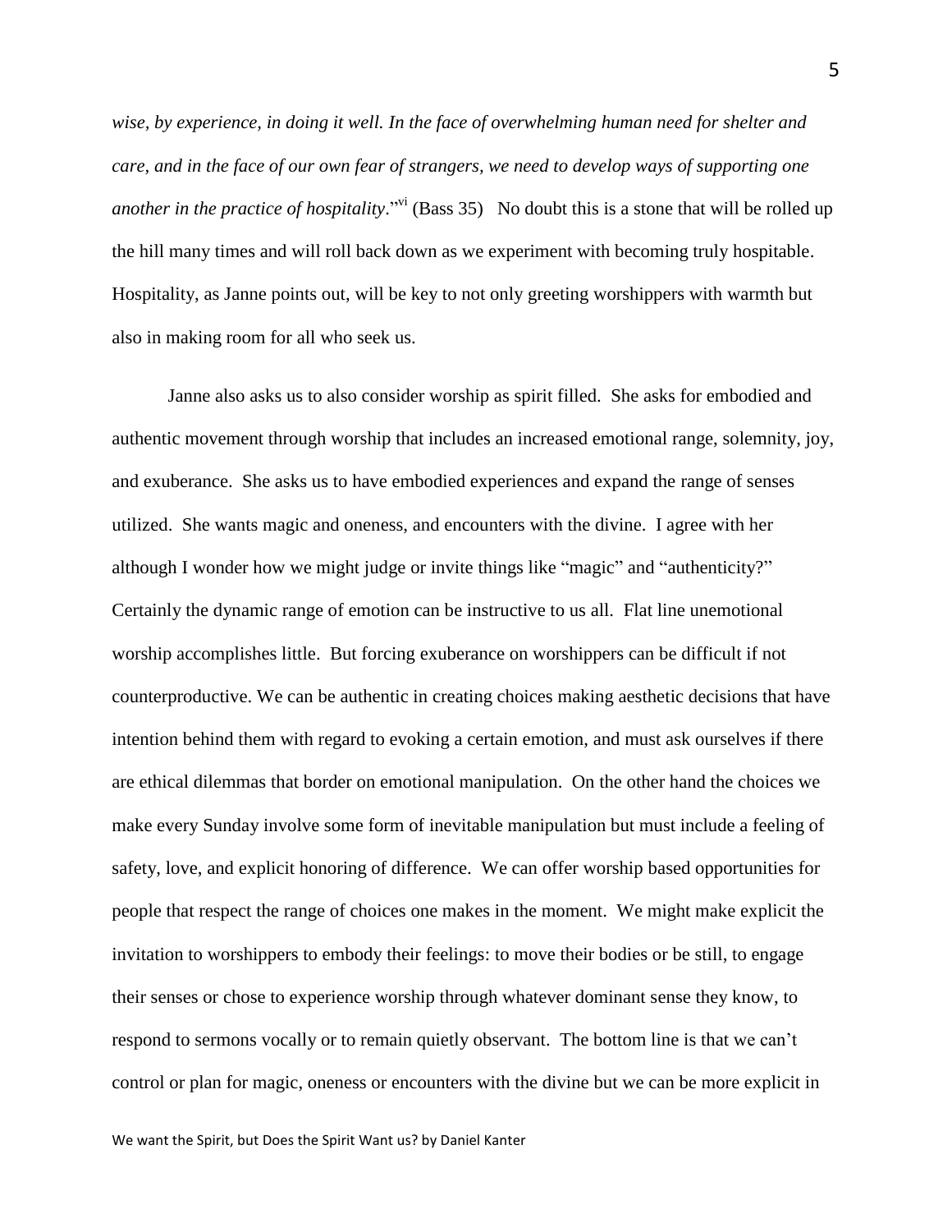*wise, by experience, in doing it well. In the face of overwhelming human need for shelter and care, and in the face of our own fear of strangers, we need to develop ways of supporting one another in the practice of hospitality*."[vi] (Bass 35) No doubt this is a stone that will be rolled up the hill many times and will roll back down as we experiment with becoming truly hospitable. Hospitality, as Janne points out, will be key to not only greeting worshippers with warmth but also in making room for all who seek us.

Janne also asks us to also consider worship as spirit filled. She asks for embodied and authentic movement through worship that includes an increased emotional range, solemnity, joy, and exuberance. She asks us to have embodied experiences and expand the range of senses utilized. She wants magic and oneness, and encounters with the divine. I agree with her although I wonder how we might judge or invite things like "magic" and "authenticity?" Certainly the dynamic range of emotion can be instructive to us all. Flat line unemotional worship accomplishes little. But forcing exuberance on worshippers can be difficult if not counterproductive. We can be authentic in creating choices making aesthetic decisions that have intention behind them with regard to evoking a certain emotion, and must ask ourselves if there are ethical dilemmas that border on emotional manipulation. On the other hand the choices we make every Sunday involve some form of inevitable manipulation but must include a feeling of safety, love, and explicit honoring of difference. We can offer worship based opportunities for people that respect the range of choices one makes in the moment. We might make explicit the invitation to worshippers to embody their feelings: to move their bodies or be still, to engage their senses or chose to experience worship through whatever dominant sense they know, to respond to sermons vocally or to remain quietly observant. The bottom line is that we can't control or plan for magic, oneness or encounters with the divine but we can be more explicit in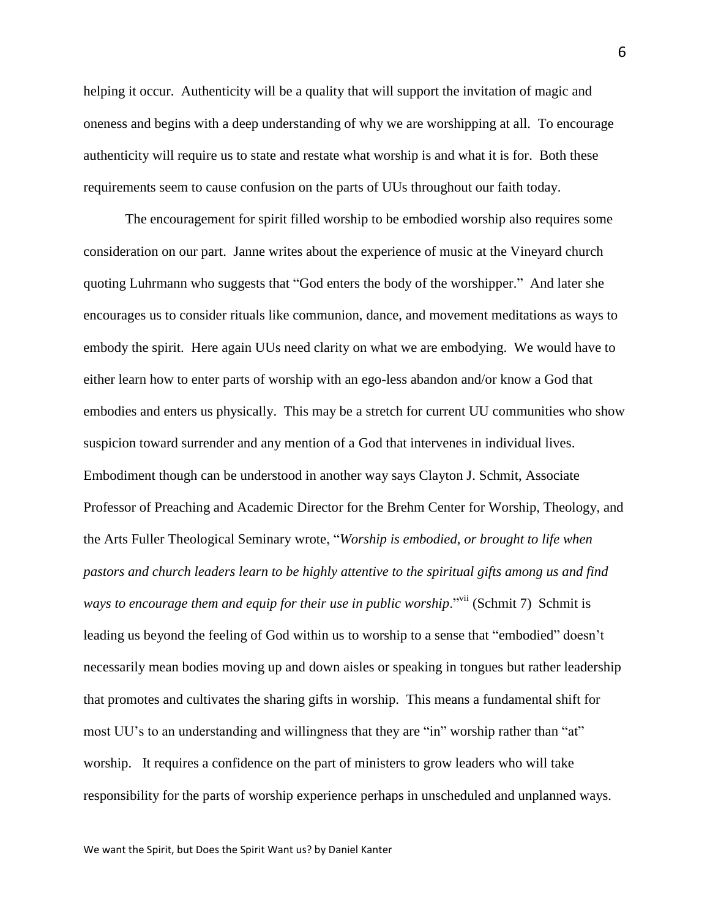helping it occur. Authenticity will be a quality that will support the invitation of magic and oneness and begins with a deep understanding of why we are worshipping at all. To encourage authenticity will require us to state and restate what worship is and what it is for. Both these requirements seem to cause confusion on the parts of UUs throughout our faith today.

The encouragement for spirit filled worship to be embodied worship also requires some consideration on our part. Janne writes about the experience of music at the Vineyard church quoting Luhrmann who suggests that "God enters the body of the worshipper." And later she encourages us to consider rituals like communion, dance, and movement meditations as ways to embody the spirit. Here again UUs need clarity on what we are embodying. We would have to either learn how to enter parts of worship with an ego-less abandon and/or know a God that embodies and enters us physically. This may be a stretch for current UU communities who show suspicion toward surrender and any mention of a God that intervenes in individual lives. Embodiment though can be understood in another way says Clayton J. Schmit, Associate Professor of Preaching and Academic Director for the Brehm Center for Worship, Theology, and the Arts Fuller Theological Seminary wrote, "*Worship is embodied, or brought to life when pastors and church leaders learn to be highly attentive to the spiritual gifts among us and find ways to encourage them and equip for their use in public worship*."[vii] (Schmit 7) Schmit is leading us beyond the feeling of God within us to worship to a sense that "embodied" doesn't necessarily mean bodies moving up and down aisles or speaking in tongues but rather leadership that promotes and cultivates the sharing gifts in worship. This means a fundamental shift for most UU's to an understanding and willingness that they are "in" worship rather than "at" worship. It requires a confidence on the part of ministers to grow leaders who will take responsibility for the parts of worship experience perhaps in unscheduled and unplanned ways.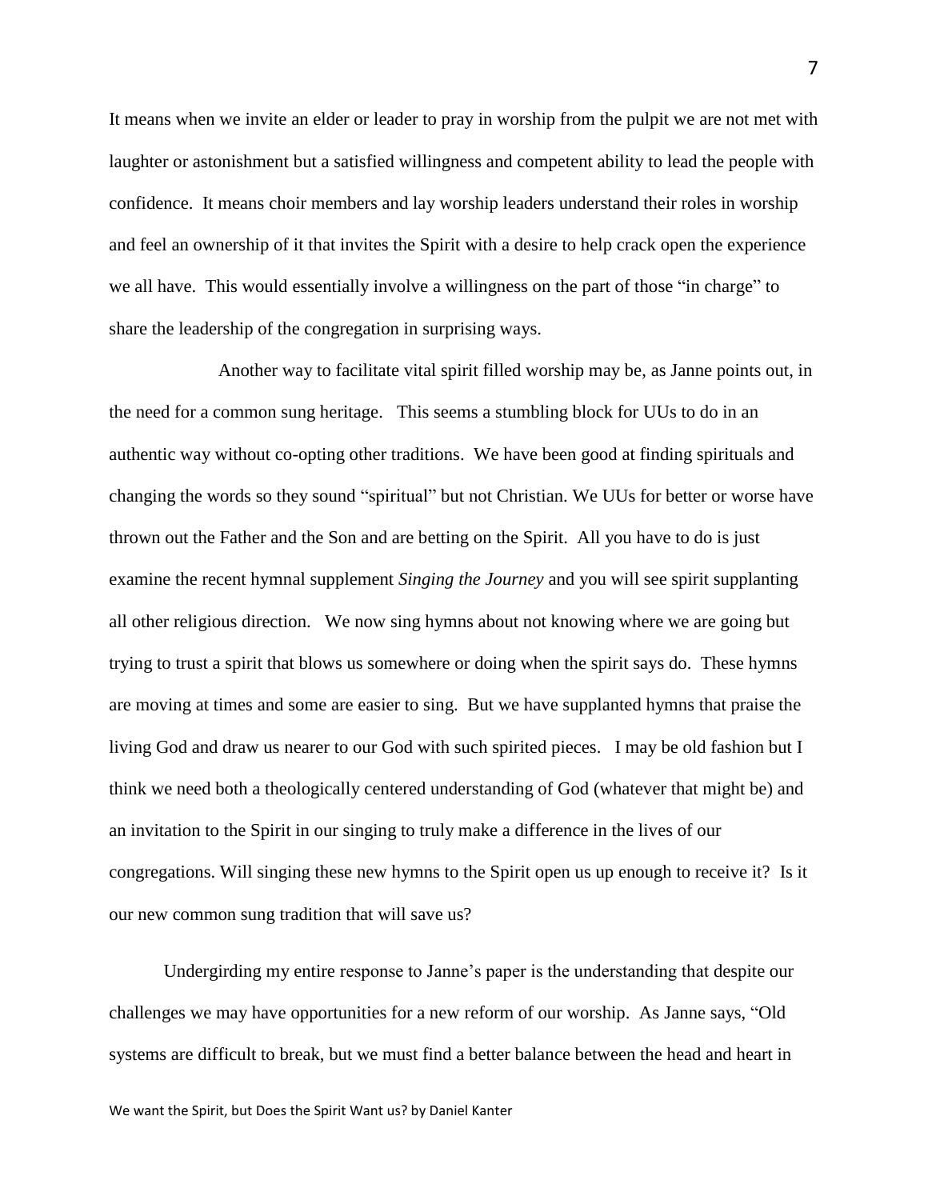It means when we invite an elder or leader to pray in worship from the pulpit we are not met with laughter or astonishment but a satisfied willingness and competent ability to lead the people with confidence. It means choir members and lay worship leaders understand their roles in worship and feel an ownership of it that invites the Spirit with a desire to help crack open the experience we all have. This would essentially involve a willingness on the part of those "in charge" to share the leadership of the congregation in surprising ways.

Another way to facilitate vital spirit filled worship may be, as Janne points out, in the need for a common sung heritage. This seems a stumbling block for UUs to do in an authentic way without co-opting other traditions. We have been good at finding spirituals and changing the words so they sound "spiritual" but not Christian. We UUs for better or worse have thrown out the Father and the Son and are betting on the Spirit. All you have to do is just examine the recent hymnal supplement *Singing the Journey* and you will see spirit supplanting all other religious direction. We now sing hymns about not knowing where we are going but trying to trust a spirit that blows us somewhere or doing when the spirit says do. These hymns are moving at times and some are easier to sing. But we have supplanted hymns that praise the living God and draw us nearer to our God with such spirited pieces. I may be old fashion but I think we need both a theologically centered understanding of God (whatever that might be) and an invitation to the Spirit in our singing to truly make a difference in the lives of our congregations. Will singing these new hymns to the Spirit open us up enough to receive it? Is it our new common sung tradition that will save us?

Undergirding my entire response to Janne's paper is the understanding that despite our challenges we may have opportunities for a new reform of our worship. As Janne says, "Old systems are difficult to break, but we must find a better balance between the head and heart in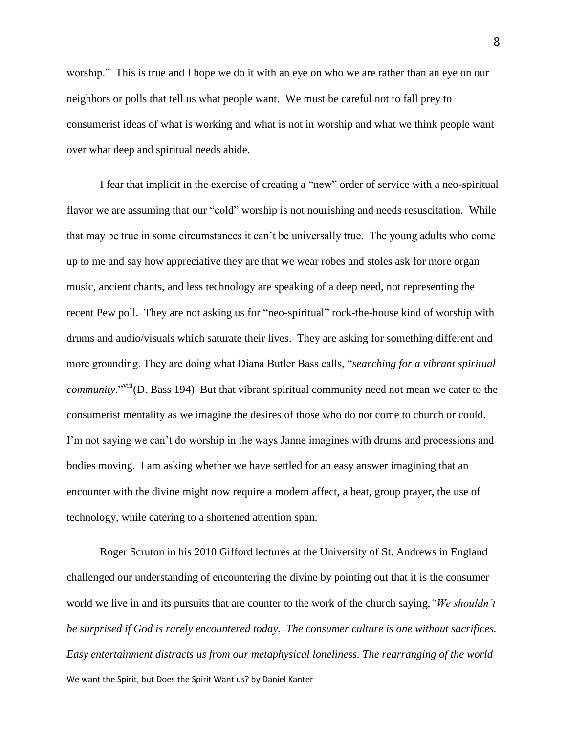worship." This is true and I hope we do it with an eye on who we are rather than an eye on our neighbors or polls that tell us what people want. We must be careful not to fall prey to consumerist ideas of what is working and what is not in worship and what we think people want over what deep and spiritual needs abide.

I fear that implicit in the exercise of creating a "new" order of service with a neo-spiritual flavor we are assuming that our "cold" worship is not nourishing and needs resuscitation. While that may be true in some circumstances it can't be universally true. The young adults who come up to me and say how appreciative they are that we wear robes and stoles ask for more organ music, ancient chants, and less technology are speaking of a deep need, not representing the recent Pew poll. They are not asking us for "neo-spiritual" rock-the-house kind of worship with drums and audio/visuals which saturate their lives. They are asking for something different and more grounding. They are doing what Diana Butler Bass calls, "*searching for a vibrant spiritual community*."[viii](D. Bass 194) But that vibrant spiritual community need not mean we cater to the consumerist mentality as we imagine the desires of those who do not come to church or could. I'm not saying we can't do worship in the ways Janne imagines with drums and processions and bodies moving. I am asking whether we have settled for an easy answer imagining that an encounter with the divine might now require a modern affect, a beat, group prayer, the use of technology, while catering to a shortened attention span.

Roger Scruton in his 2010 Gifford lectures at the University of St. Andrews in England challenged our understanding of encountering the divine by pointing out that it is the consumer world we live in and its pursuits that are counter to the work of the church saying,*"We shouldn't be surprised if God is rarely encountered today. The consumer culture is one without sacrifices. Easy entertainment distracts us from our metaphysical loneliness. The rearranging of the world*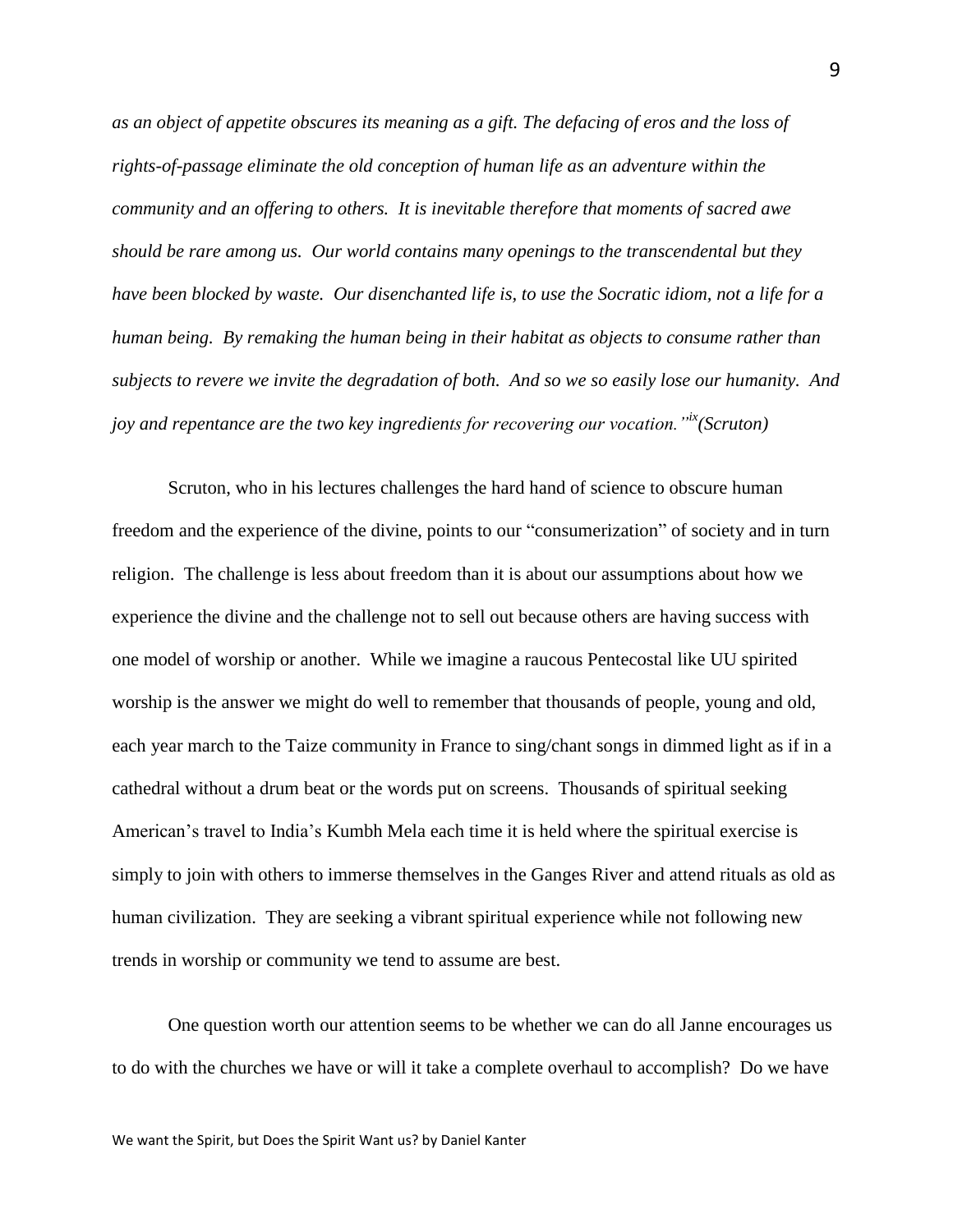*as an object of appetite obscures its meaning as a gift. The defacing of eros and the loss of rights-of-passage eliminate the old conception of human life as an adventure within the community and an offering to others. It is inevitable therefore that moments of sacred awe should be rare among us. Our world contains many openings to the transcendental but they have been blocked by waste. Our disenchanted life is, to use the Socratic idiom, not a life for a human being. By remaking the human being in their habitat as objects to consume rather than subjects to revere we invite the degradation of both. And so we so easily lose our humanity. And joy and repentance are the two key ingredients for recovering our vocation."*[ix] *(Scruton)*

Scruton, who in his lectures challenges the hard hand of science to obscure human freedom and the experience of the divine, points to our "consumerization" of society and in turn religion. The challenge is less about freedom than it is about our assumptions about how we experience the divine and the challenge not to sell out because others are having success with one model of worship or another. While we imagine a raucous Pentecostal like UU spirited worship is the answer we might do well to remember that thousands of people, young and old, each year march to the Taize community in France to sing/chant songs in dimmed light as if in a cathedral without a drum beat or the words put on screens. Thousands of spiritual seeking American's travel to India's Kumbh Mela each time it is held where the spiritual exercise is simply to join with others to immerse themselves in the Ganges River and attend rituals as old as human civilization. They are seeking a vibrant spiritual experience while not following new trends in worship or community we tend to assume are best.

One question worth our attention seems to be whether we can do all Janne encourages us to do with the churches we have or will it take a complete overhaul to accomplish? Do we have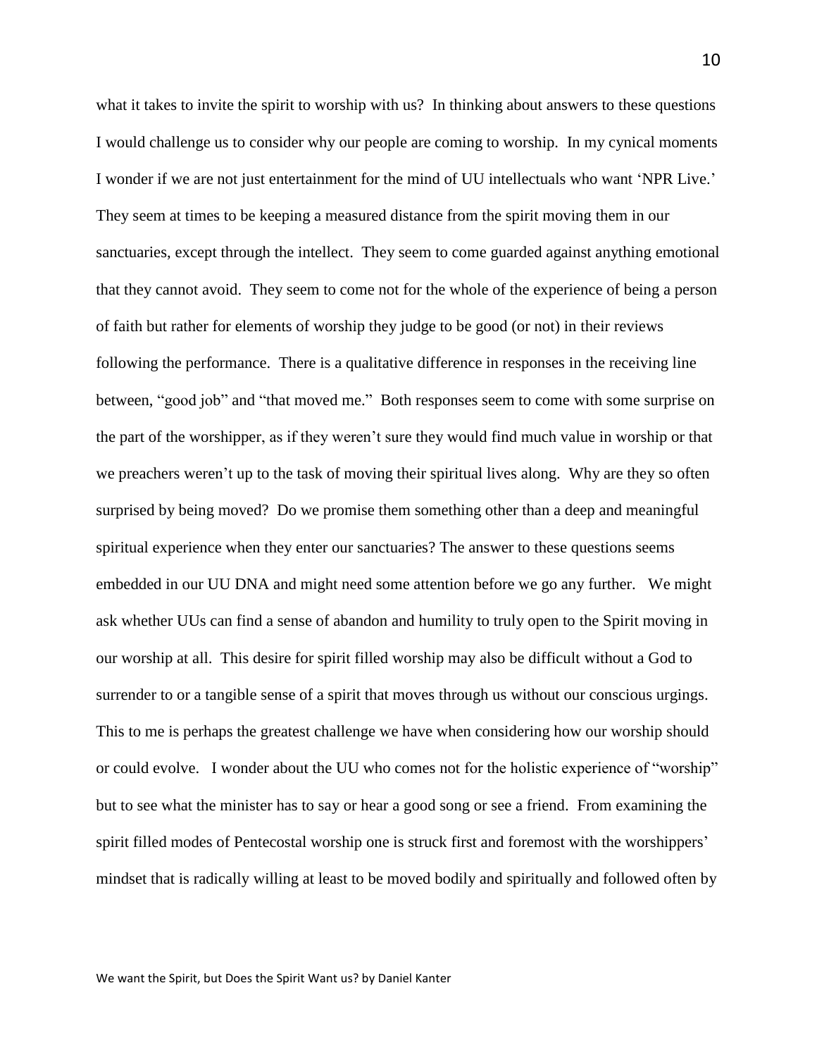what it takes to invite the spirit to worship with us? In thinking about answers to these questions I would challenge us to consider why our people are coming to worship. In my cynical moments I wonder if we are not just entertainment for the mind of UU intellectuals who want 'NPR Live.' They seem at times to be keeping a measured distance from the spirit moving them in our sanctuaries, except through the intellect. They seem to come guarded against anything emotional that they cannot avoid. They seem to come not for the whole of the experience of being a person of faith but rather for elements of worship they judge to be good (or not) in their reviews following the performance. There is a qualitative difference in responses in the receiving line between, "good job" and "that moved me." Both responses seem to come with some surprise on the part of the worshipper, as if they weren't sure they would find much value in worship or that we preachers weren't up to the task of moving their spiritual lives along. Why are they so often surprised by being moved? Do we promise them something other than a deep and meaningful spiritual experience when they enter our sanctuaries? The answer to these questions seems embedded in our UU DNA and might need some attention before we go any further. We might ask whether UUs can find a sense of abandon and humility to truly open to the Spirit moving in our worship at all. This desire for spirit filled worship may also be difficult without a God to surrender to or a tangible sense of a spirit that moves through us without our conscious urgings. This to me is perhaps the greatest challenge we have when considering how our worship should or could evolve. I wonder about the UU who comes not for the holistic experience of "worship" but to see what the minister has to say or hear a good song or see a friend. From examining the spirit filled modes of Pentecostal worship one is struck first and foremost with the worshippers' mindset that is radically willing at least to be moved bodily and spiritually and followed often by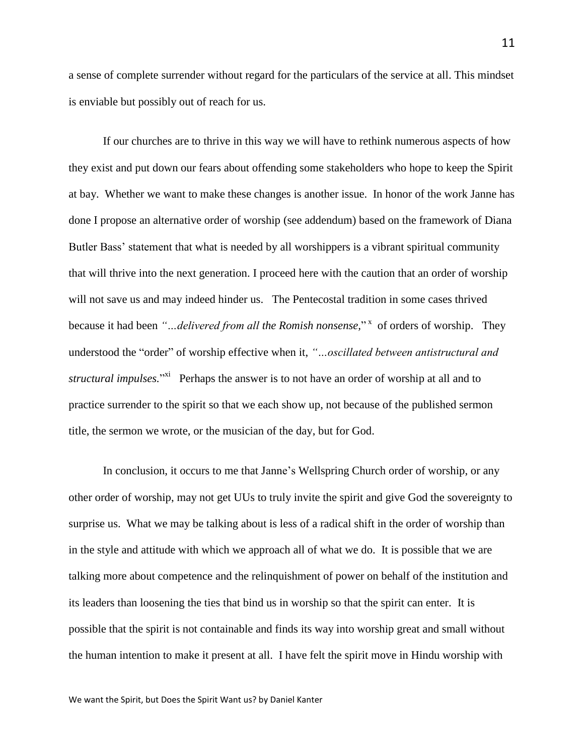a sense of complete surrender without regard for the particulars of the service at all. This mindset is enviable but possibly out of reach for us.

If our churches are to thrive in this way we will have to rethink numerous aspects of how they exist and put down our fears about offending some stakeholders who hope to keep the Spirit at bay. Whether we want to make these changes is another issue. In honor of the work Janne has done I propose an alternative order of worship (see addendum) based on the framework of Diana Butler Bass' statement that what is needed by all worshippers is a vibrant spiritual community that will thrive into the next generation. I proceed here with the caution that an order of worship will not save us and may indeed hinder us. The Pentecostal tradition in some cases thrived because it had been *"…delivered from all the Romish nonsense,"*[x] of orders of worship. They understood the "order" of worship effective when it, *"…oscillated between antistructural and structural impulses."*[xi] Perhaps the answer is to not have an order of worship at all and to practice surrender to the spirit so that we each show up, not because of the published sermon title, the sermon we wrote, or the musician of the day, but for God.

In conclusion, it occurs to me that Janne's Wellspring Church order of worship, or any other order of worship, may not get UUs to truly invite the spirit and give God the sovereignty to surprise us. What we may be talking about is less of a radical shift in the order of worship than in the style and attitude with which we approach all of what we do. It is possible that we are talking more about competence and the relinquishment of power on behalf of the institution and its leaders than loosening the ties that bind us in worship so that the spirit can enter. It is possible that the spirit is not containable and finds its way into worship great and small without the human intention to make it present at all. I have felt the spirit move in Hindu worship with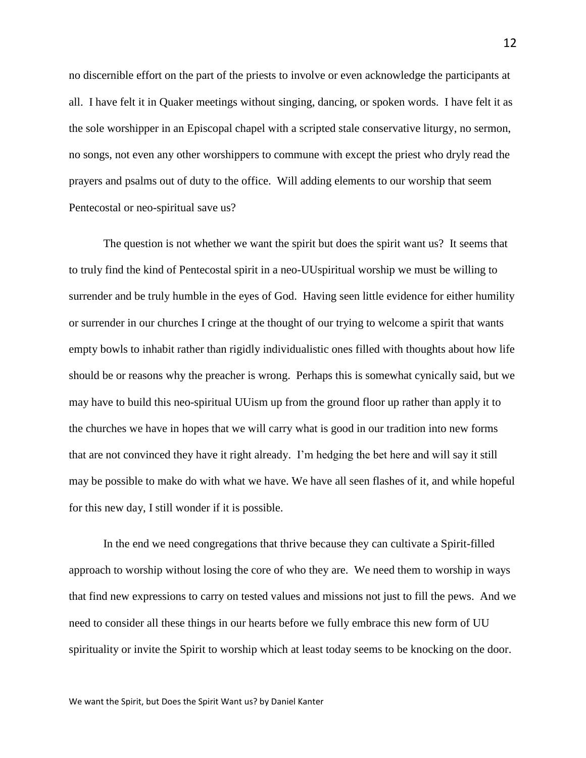no discernible effort on the part of the priests to involve or even acknowledge the participants at all. I have felt it in Quaker meetings without singing, dancing, or spoken words. I have felt it as the sole worshipper in an Episcopal chapel with a scripted stale conservative liturgy, no sermon, no songs, not even any other worshippers to commune with except the priest who dryly read the prayers and psalms out of duty to the office. Will adding elements to our worship that seem Pentecostal or neo-spiritual save us?

The question is not whether we want the spirit but does the spirit want us? It seems that to truly find the kind of Pentecostal spirit in a neo-UUspiritual worship we must be willing to surrender and be truly humble in the eyes of God. Having seen little evidence for either humility or surrender in our churches I cringe at the thought of our trying to welcome a spirit that wants empty bowls to inhabit rather than rigidly individualistic ones filled with thoughts about how life should be or reasons why the preacher is wrong. Perhaps this is somewhat cynically said, but we may have to build this neo-spiritual UUism up from the ground floor up rather than apply it to the churches we have in hopes that we will carry what is good in our tradition into new forms that are not convinced they have it right already. I'm hedging the bet here and will say it still may be possible to make do with what we have. We have all seen flashes of it, and while hopeful for this new day, I still wonder if it is possible.

In the end we need congregations that thrive because they can cultivate a Spirit-filled approach to worship without losing the core of who they are. We need them to worship in ways that find new expressions to carry on tested values and missions not just to fill the pews. And we need to consider all these things in our hearts before we fully embrace this new form of UU spirituality or invite the Spirit to worship which at least today seems to be knocking on the door.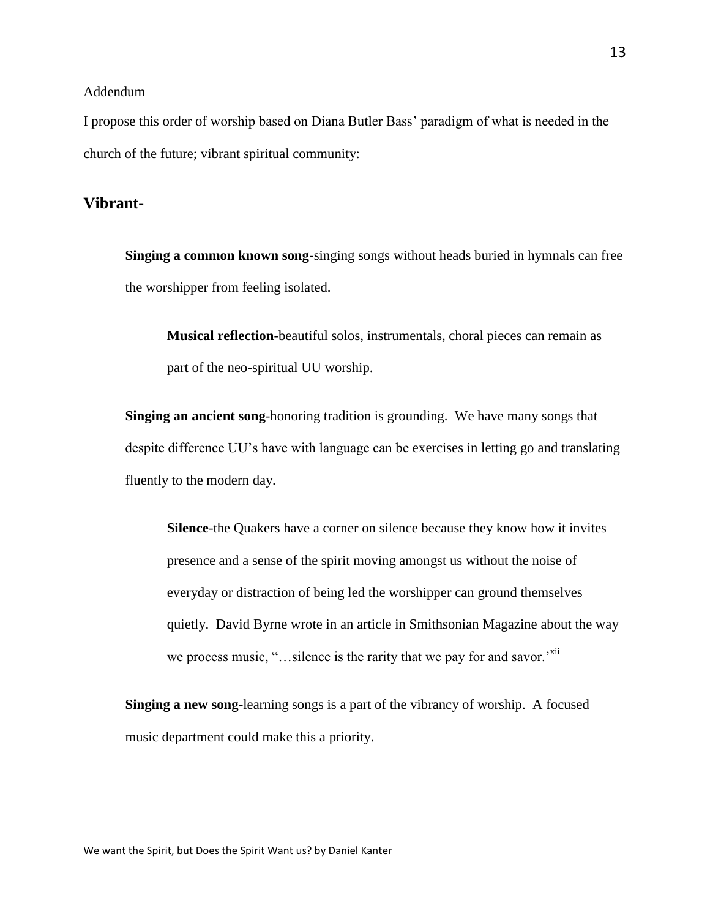Addendum

I propose this order of worship based on Diana Butler Bass' paradigm of what is needed in the church of the future; vibrant spiritual community:

## Vibrant-

**Singing a common known song**-singing songs without heads buried in hymnals can free the worshipper from feeling isolated.

**Musical reflection**-beautiful solos, instrumentals, choral pieces can remain as part of the neo-spiritual UU worship.

**Singing an ancient song**-honoring tradition is grounding. We have many songs that despite difference UU's have with language can be exercises in letting go and translating fluently to the modern day.

**Silence**-the Quakers have a corner on silence because they know how it invites presence and a sense of the spirit moving amongst us without the noise of everyday or distraction of being led the worshipper can ground themselves quietly. David Byrne wrote in an article in Smithsonian Magazine about the way we process music, "…silence is the rarity that we pay for and savor.'[xii]

**Singing a new song**-learning songs is a part of the vibrancy of worship. A focused music department could make this a priority.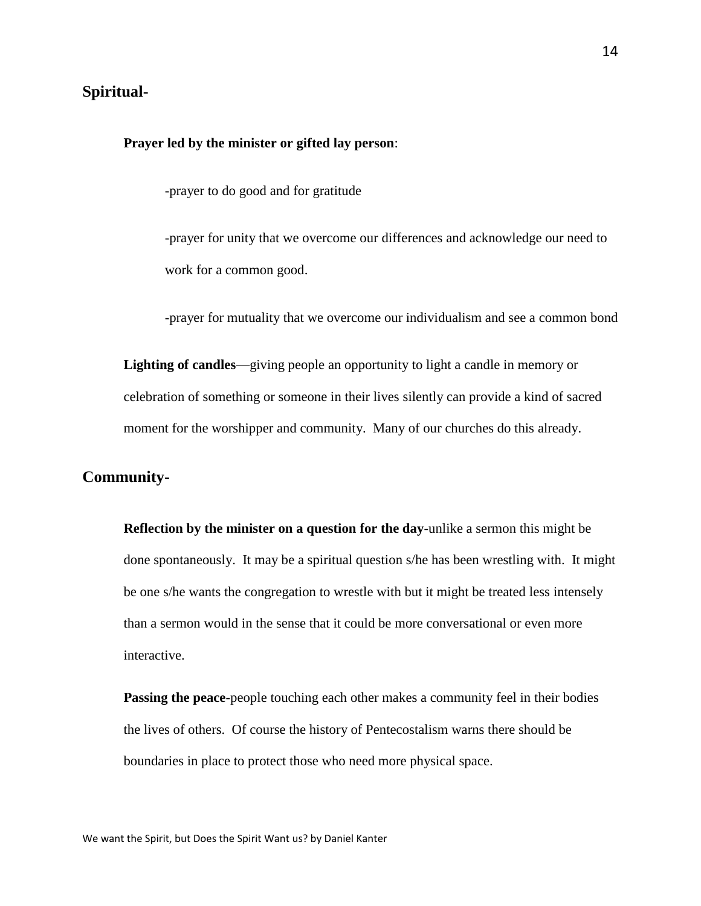## Spiritual-

**Prayer led by the minister or gifted lay person**:

-prayer to do good and for gratitude

-prayer for unity that we overcome our differences and acknowledge our need to work for a common good.

-prayer for mutuality that we overcome our individualism and see a common bond

**Lighting of candles**—giving people an opportunity to light a candle in memory or celebration of something or someone in their lives silently can provide a kind of sacred moment for the worshipper and community. Many of our churches do this already.

## Community-

**Reflection by the minister on a question for the day**-unlike a sermon this might be done spontaneously. It may be a spiritual question s/he has been wrestling with. It might be one s/he wants the congregation to wrestle with but it might be treated less intensely than a sermon would in the sense that it could be more conversational or even more interactive.

**Passing the peace**-people touching each other makes a community feel in their bodies the lives of others. Of course the history of Pentecostalism warns there should be boundaries in place to protect those who need more physical space.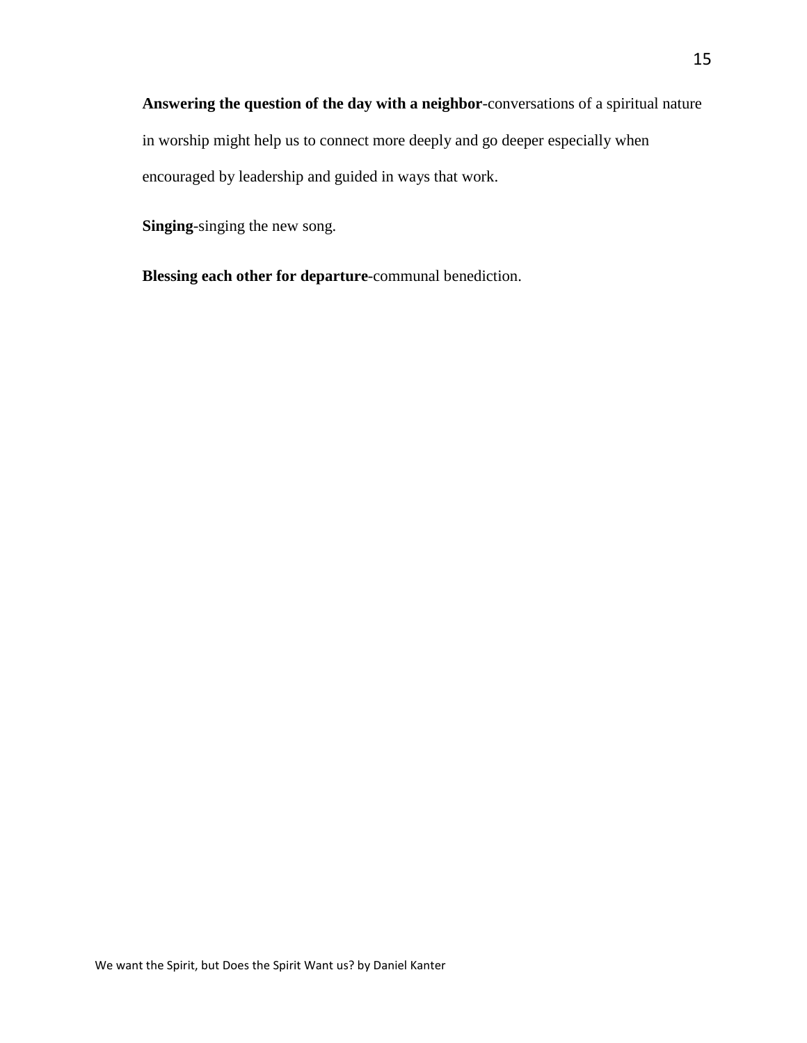**Answering the question of the day with a neighbor**-conversations of a spiritual nature in worship might help us to connect more deeply and go deeper especially when encouraged by leadership and guided in ways that work.

**Singing**-singing the new song.

**Blessing each other for departure**-communal benediction.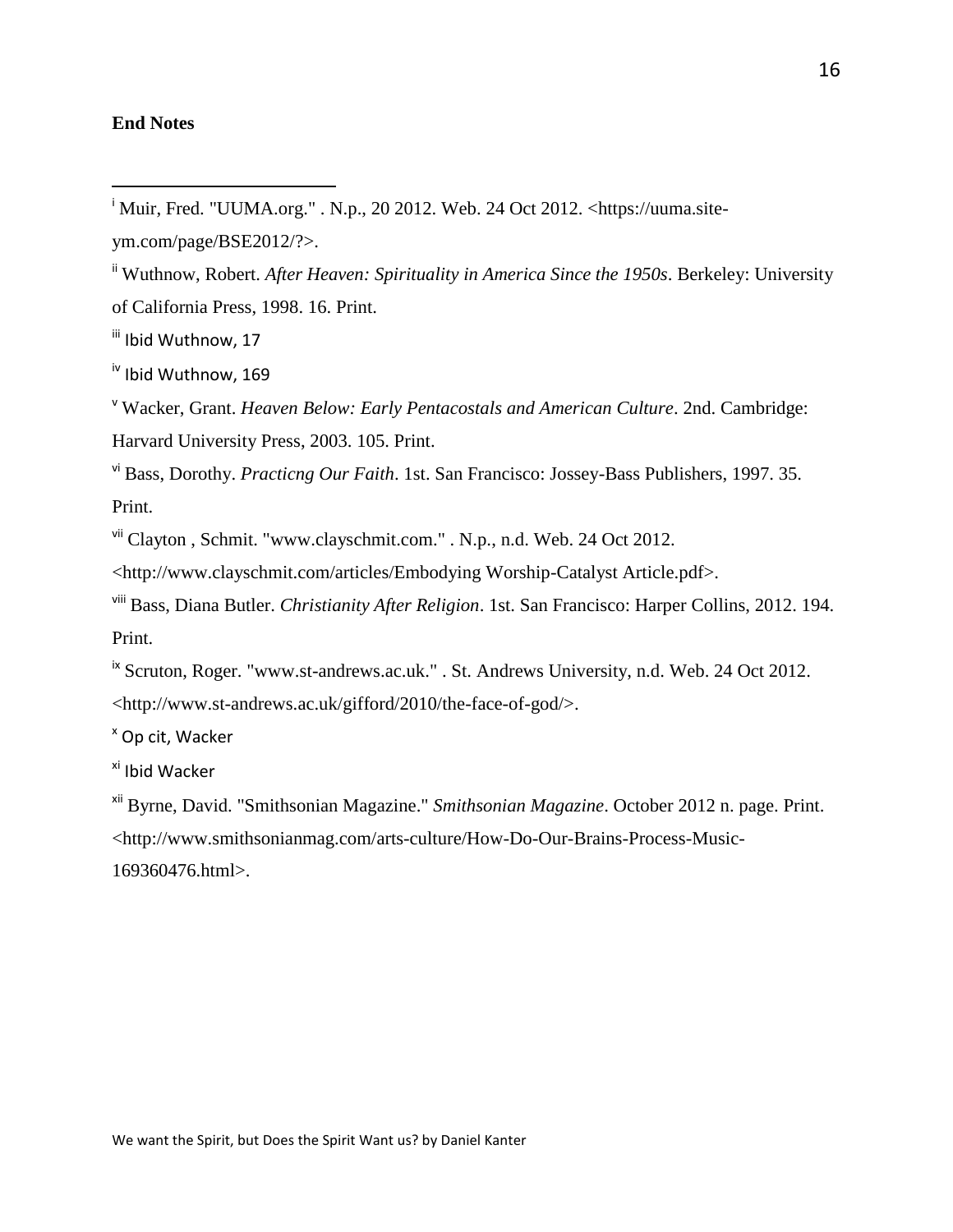**End Notes**

[i] Muir, Fred. "UUMA.org." . N.p., 20 2012. Web. 24 Oct 2012. <https://uuma.site-ym.com/page/BSE2012/?>.

[ii] Wuthnow, Robert. *After Heaven: Spirituality in America Since the 1950s*. Berkeley: University of California Press, 1998. 16. Print.

[iii] Ibid Wuthnow, 17

[iv] Ibid Wuthnow, 169

[v] Wacker, Grant. *Heaven Below: Early Pentacostals and American Culture*. 2nd. Cambridge: Harvard University Press, 2003. 105. Print.

[vi] Bass, Dorothy. *Practicng Our Faith*. 1st. San Francisco: Jossey-Bass Publishers, 1997. 35. Print.

[vii] Clayton , Schmit. "www.clayschmit.com." . N.p., n.d. Web. 24 Oct 2012. <http://www.clayschmit.com/articles/Embodying Worship-Catalyst Article.pdf>.

[viii] Bass, Diana Butler. *Christianity After Religion*. 1st. San Francisco: Harper Collins, 2012. 194. Print.

[ix] Scruton, Roger. "www.st-andrews.ac.uk." . St. Andrews University, n.d. Web. 24 Oct 2012. <http://www.st-andrews.ac.uk/gifford/2010/the-face-of-god/>.

[x] Op cit, Wacker

[xi] Ibid Wacker

[xii] Byrne, David. "Smithsonian Magazine." *Smithsonian Magazine*. October 2012 n. page. Print. <http://www.smithsonianmag.com/arts-culture/How-Do-Our-Brains-Process-Music-169360476.html>.